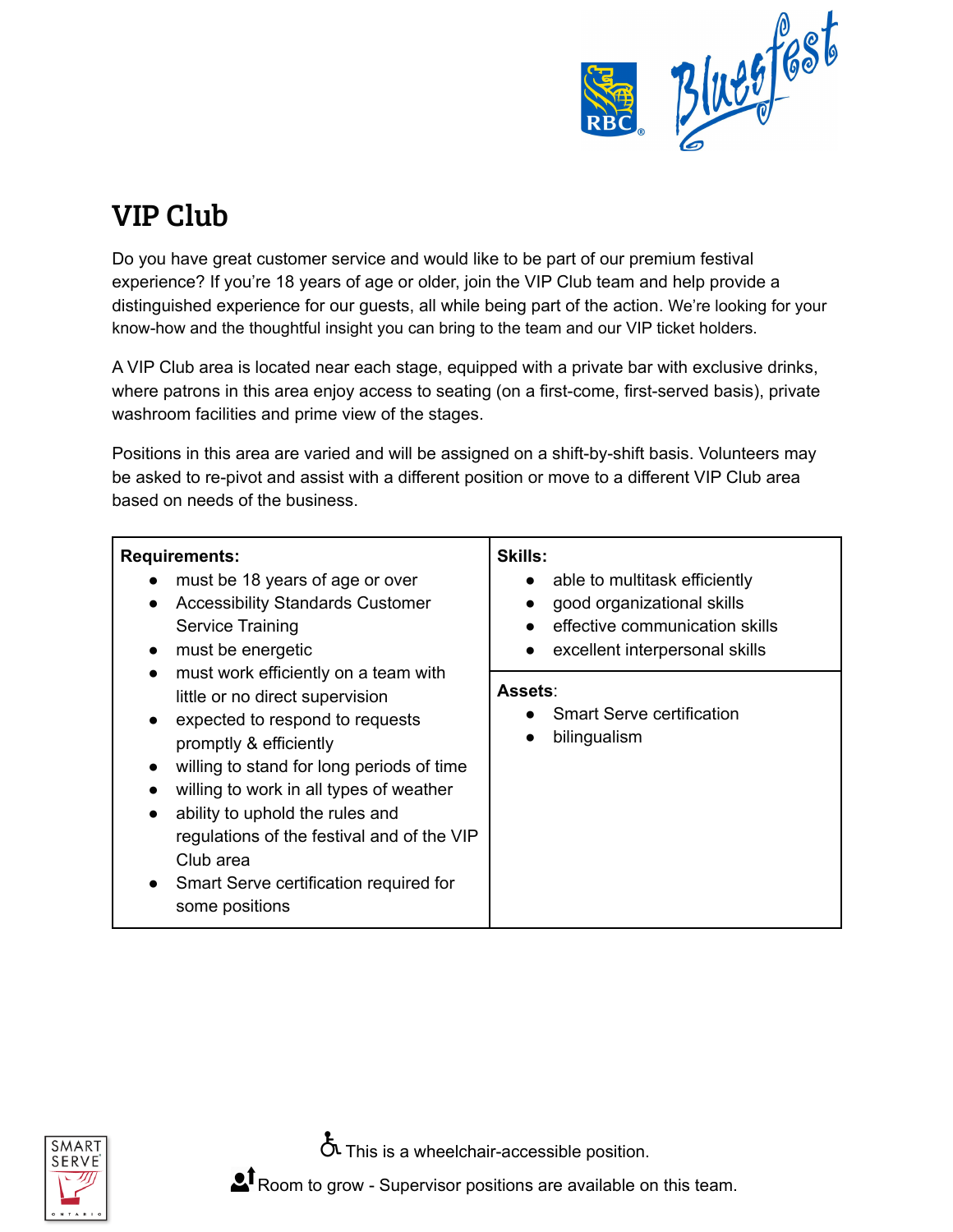# VIP Club

Do you have great customer service and would like to be part of our premium festival experience? If you're 18 years of age or older, join the VIP Club team and help provide a distinguished experience for our guests, all while being part of the action. We're looking for your know-how and the thoughtful insight you can bring to the team and our VIP ticket holders.

A VIP Club area is located near each stage, equipped with a private bar with exclusive drinks, where patrons in this area enjoy access to seating (on a first-come, first-served basis), private washroom facilities and prime view of the stages.

Positions in this area are varied and will be assigned on a shift-by-shift basis. Volunteers may be asked to re-pivot and assist with a different position or move to a different VIP Club area based on needs of the business.

**Requirements:**

- must be 18 years of age or over
- Accessibility Standards Customer Service Training
- must be energetic
- must work efficiently on a team with little or no direct supervision
- expected to respond to requests promptly & efficiently
- willing to stand for long periods of time
- willing to work in all types of weather
- ability to uphold the rules and regulations of the festival and of the VIP Club area
- Smart Serve certification required for some positions

**Skills:**

- able to multitask efficiently
- good organizational skills
- effective communication skills
- excellent interpersonal skills

**Assets**:

- Smart Serve certification
- bilingualism

This is a wheelchair-accessible position.

Room to grow - Supervisor positions are available on this team.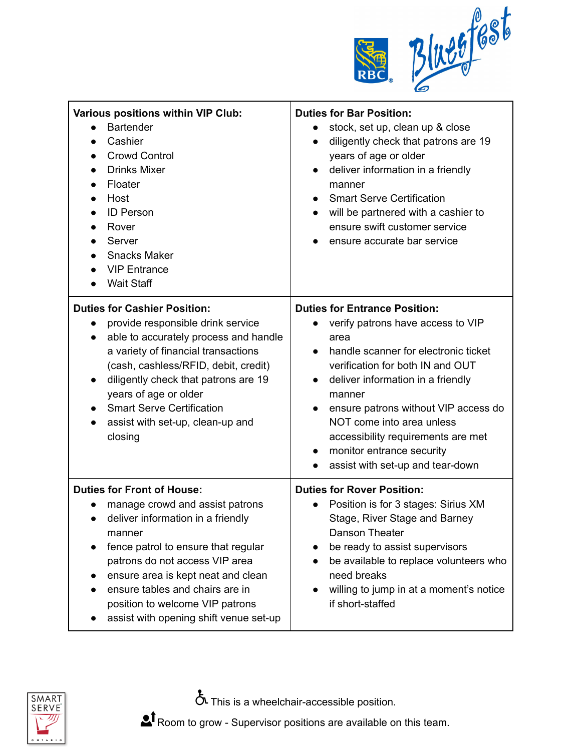| | |
|---|---|
| **Various positions within VIP Club:**<br>● Bartender<br>● Cashier<br>● Crowd Control<br>● Drinks Mixer<br>● Floater<br>● Host<br>● ID Person<br>● Rover<br>● Server<br>● Snacks Maker<br>● VIP Entrance<br>● Wait Staff | **Duties for Bar Position:**<br>● stock, set up, clean up & close<br>● diligently check that patrons are 19 years of age or older<br>● deliver information in a friendly manner<br>● Smart Serve Certification<br>● will be partnered with a cashier to ensure swift customer service<br>● ensure accurate bar service |
| **Duties for Cashier Position:**<br>● provide responsible drink service<br>● able to accurately process and handle a variety of financial transactions (cash, cashless/RFID, debit, credit)<br>● diligently check that patrons are 19 years of age or older<br>● Smart Serve Certification<br>● assist with set-up, clean-up and closing | **Duties for Entrance Position:**<br>● verify patrons have access to VIP area<br>● handle scanner for electronic ticket verification for both IN and OUT<br>● deliver information in a friendly manner<br>● ensure patrons without VIP access do NOT come into area unless accessibility requirements are met<br>● monitor entrance security<br>● assist with set-up and tear-down |
| **Duties for Front of House:**<br>● manage crowd and assist patrons<br>● deliver information in a friendly manner<br>● fence patrol to ensure that regular patrons do not access VIP area<br>● ensure area is kept neat and clean<br>● ensure tables and chairs are in position to welcome VIP patrons<br>● assist with opening shift venue set-up | **Duties for Rover Position:**<br>● Position is for 3 stages: Sirius XM Stage, River Stage and Barney Danson Theater<br>● be ready to assist supervisors<br>● be available to replace volunteers who need breaks<br>● willing to jump in at a moment's notice if short-staffed |

♿ This is a wheelchair-accessible position.

Room to grow - Supervisor positions are available on this team.